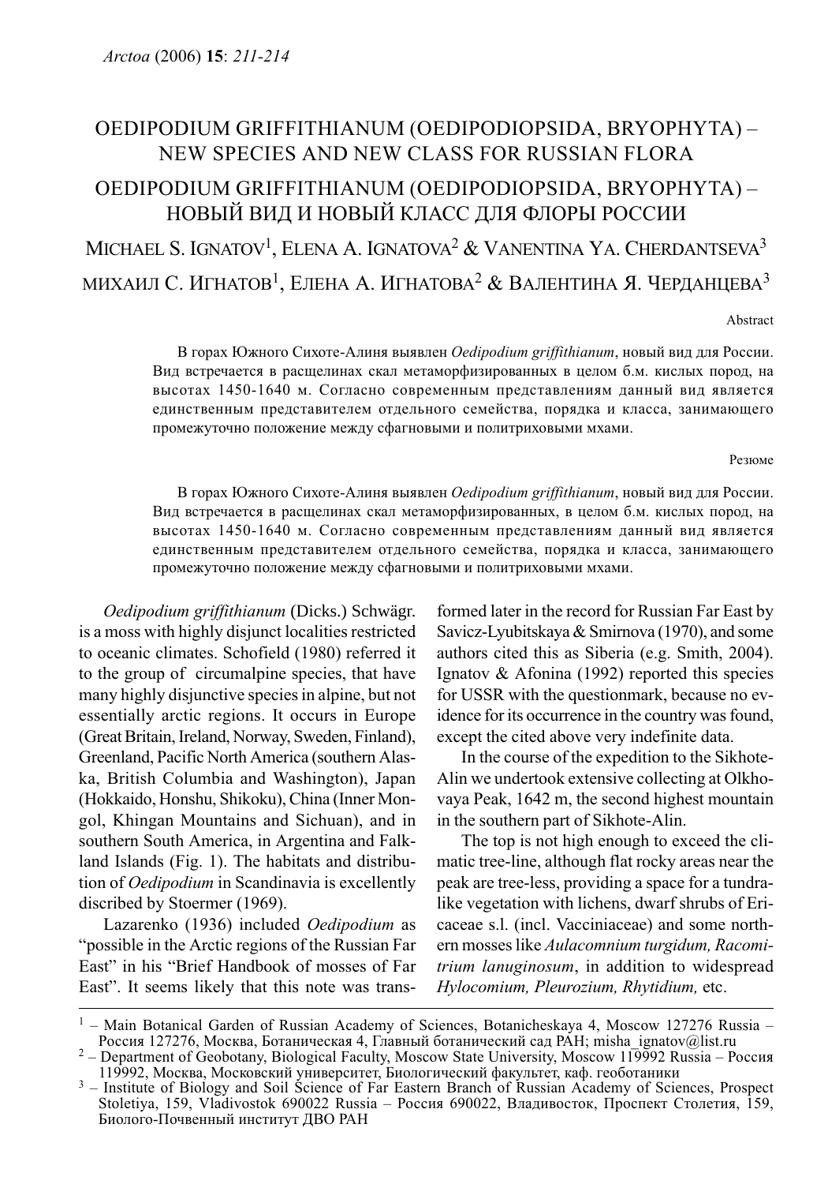# OEDIPODIUM GRIFFITHIANUM (OEDIPODIOPSIDA, BRYOPHYTA) – NEW SPECIES AND NEW CLASS FOR RUSSIAN FLORA

# OEDIPODIUM GRIFFITHIANUM (OEDIPODIOPSIDA, BRYOPHYTA) – НОВЫЙ ВИД И НОВЫЙ КЛАСС ДЛЯ ФЛОРЫ РОССИИ

MICHAEL S. IGNATOV[1], ELENA A. IGNATOVA[2] & VANENTINA YA. CHERDANTSEVA[3]

МИХАИЛ С. ИГНАТОВ[1], ЕЛЕНА А. ИГНАТОВА[2] & ВАЛЕНТИНА Я. ЧЕРДАНЦЕВА[3]

Abstract

В горах Южного Сихоте-Алиня выявлен *Oedipodium griffithianum*, новый вид для России. Вид встречается в расщелинах скал метаморфизированных в целом б.м. кислых пород, на высотах 1450-1640 м. Согласно современным представлениям данный вид является единственным представителем отдельного семейства, порядка и класса, занимающего промежуточно положение между сфагновыми и политриховыми мхами.

Резюме

В горах Южного Сихоте-Алиня выявлен *Oedipodium griffithianum*, новый вид для России. Вид встречается в расщелинах скал метаморфизированных в целом б.м. кислых пород, на высотах 1450-1640 м. Согласно современным представлениям данный вид является единственным представителем отдельного семейства, порядка и класса, занимающего промежуточно положение между сфагновыми и политриховыми мхами.

*Oedipodium griffithianum* (Dicks.) Schwägr. is a moss with highly disjunct localities restricted to oceanic climates. Schofield (1980) referred it to the group of circumalpine species, that have many highly disjunctive species in alpine, but not essentially arctic regions. It occurs in Europe (Great Britain, Ireland, Norway, Sweden, Finland), Greenland, Pacific North America (southern Alaska, British Columbia and Washington), Japan (Hokkaido, Honshu, Shikoku), China (Inner Mongol, Khingan Mountains and Sichuan), and in southern South America, in Argentina and Falkland Islands (Fig. 1). The habitats and distribution of *Oedipodium* in Scandinavia is excellently discribed by Stoermer (1969).

Lazarenko (1936) included *Oedipodium* as "possible in the Arctic regions of the Russian Far East" in his "Brief Handbook of mosses of Far East". It seems likely that this note was transformed later in the record for Russian Far East by Savicz-Lyubitskaya & Smirnova (1970), and some authors cited this as Siberia (e.g. Smith, 2004). Ignatov & Afonina (1992) reported this species for USSR with the questionmark, because no evidence for its occurrence in the country was found, except the cited above very indefinite data.

In the course of the expedition to the Sikhote-Alin we undertook extensive collecting at Olkhovaya Peak, 1642 m, the second highest mountain in the southern part of Sikhote-Alin.

The top is not high enough to exceed the climatic tree-line, although flat rocky areas near the peak are tree-less, providing a space for a tundra-like vegetation with lichens, dwarf shrubs of Ericaceae s.l. (incl. Vacciniaceae) and some northern mosses like *Aulacomnium turgidum, Racomitrium lanuginosum*, in addition to widespread *Hylocomium, Pleurozium, Rhytidium,* etc.

---

[1] – Main Botanical Garden of Russian Academy of Sciences, Botanicheskaya 4, Moscow 127276 Russia – Россия 127276, Москва, Ботаническая 4, Главный ботанический сад РАН; misha_ignatov@list.ru

[2] – Department of Geobotany, Biological Faculty, Moscow State University, Moscow 119992 Russia – Россия 119992, Москва, Московский университет, Биологический факультет, каф. геоботаники

[3] – Institute of Biology and Soil Science of Far Eastern Branch of Russian Academy of Sciences, Prospect Stoletiya, 159, Vladivostok 690022 Russia – Россия 690022, Владивосток, Проспект Столетия, 159, Биолого-Почвенный институт ДВО РАН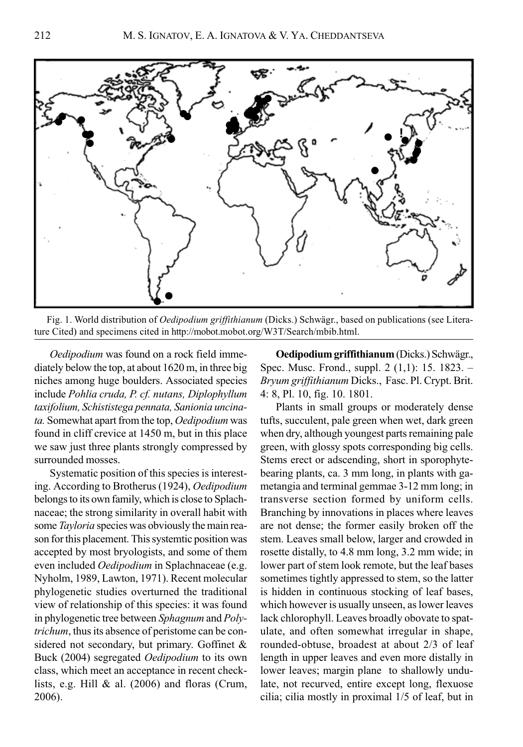Fig. 1. World distribution of *Oedipodium griffithianum* (Dicks.) Schwägr., based on publications (see Literature Cited) and specimens cited in http://mobot.mobot.org/W3T/Search/mbib.html.

*Oedipodium* was found on a rock field immediately below the top, at about 1620 m, in three big niches among huge boulders. Associated species include *Pohlia cruda, P. cf. nutans, Diplophyllum taxifolium, Schististega pennata, Sanionia uncinata.* Somewhat apart from the top, *Oedipodium* was found in cliff crevice at 1450 m, but in this place we saw just three plants strongly compressed by surrounded mosses.

Systematic position of this species is interesting. According to Brotherus (1924), *Oedipodium* belongs to its own family, which is close to Splachnaceae; the strong similarity in overall habit with some *Tayloria* species was obviously the main reason for this placement. This systemtic position was accepted by most bryologists, and some of them even included *Oedipodium* in Splachnaceae (e.g. Nyholm, 1989, Lawton, 1971). Recent molecular phylogenetic studies overturned the traditional view of relationship of this species: it was found in phylogenetic tree between *Sphagnum* and *Polytrichum*, thus its absence of peristome can be considered not secondary, but primary. Goffinet & Buck (2004) segregated *Oedipodium* to its own class, which meet an acceptance in recent checklists, e.g. Hill & al. (2006) and floras (Crum, 2006).

**Oedipodium griffithianum** (Dicks.) Schwägr., Spec. Musc. Frond., suppl. 2 (1,1): 15. 1823. – *Bryum griffithianum* Dicks., Fasc. Pl. Crypt. Brit. 4: 8, Pl. 10, fig. 10. 1801.

Plants in small groups or moderately dense tufts, succulent, pale green when wet, dark green when dry, although youngest parts remaining pale green, with glossy spots corresponding big cells. Stems erect or adscending, short in sporophyte-bearing plants, ca. 3 mm long, in plants with gametangia and terminal gemmae 3-12 mm long; in transverse section formed by uniform cells. Branching by innovations in places where leaves are not dense; the former easily broken off the stem. Leaves small below, larger and crowded in rosette distally, to 4.8 mm long, 3.2 mm wide; in lower part of stem look remote, but the leaf bases sometimes tightly appressed to stem, so the latter is hidden in continuous stocking of leaf bases, which however is usually unseen, as lower leaves lack chlorophyll. Leaves broadly obovate to spatulate, and often somewhat irregular in shape, rounded-obtuse, broadest at about 2/3 of leaf length in upper leaves and even more distally in lower leaves; margin plane to shallowly undulate, not recurved, entire except long, flexuose cilia; cilia mostly in proximal 1/5 of leaf, but in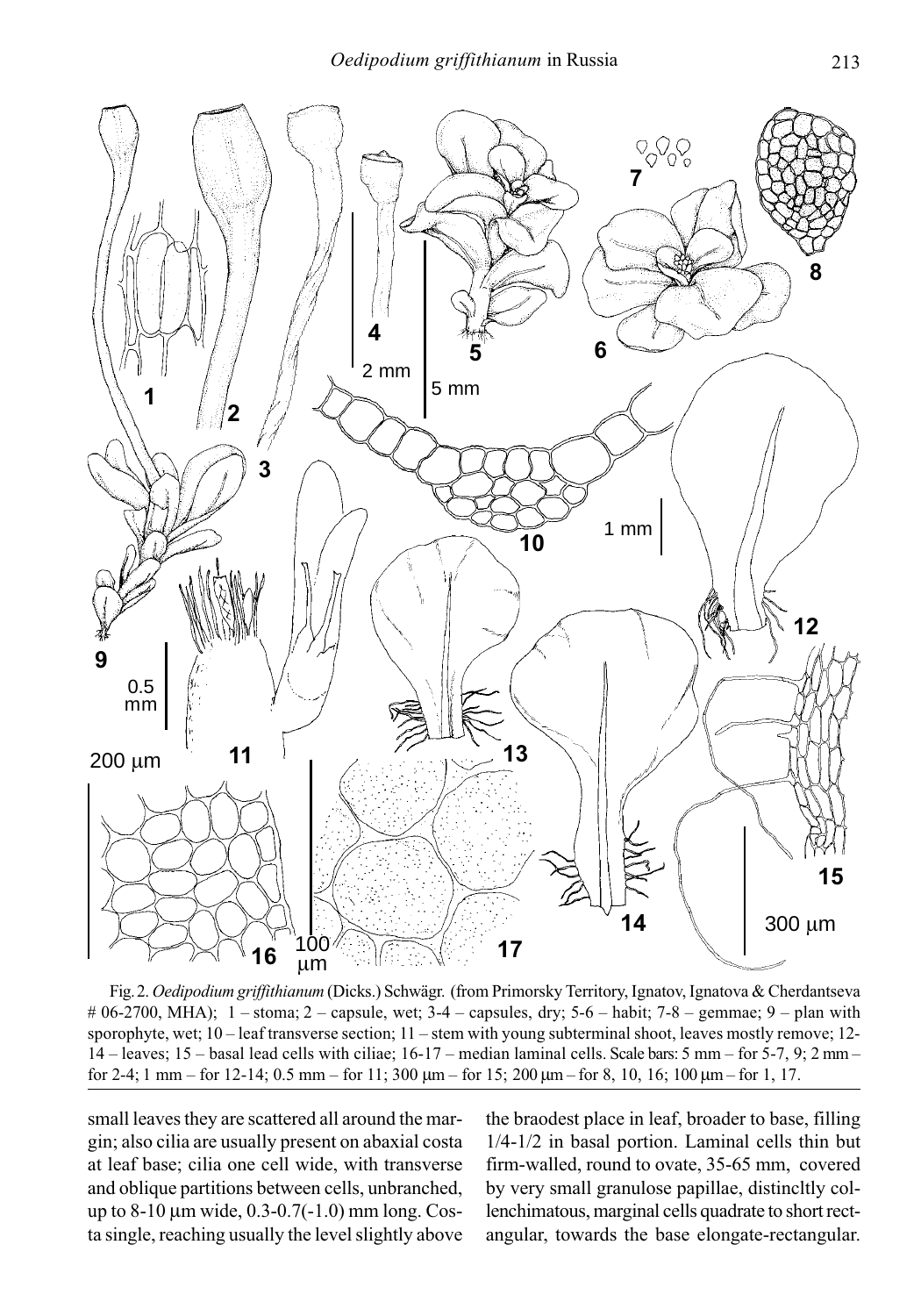Fig. 2. *Oedipodium griffithianum* (Dicks.) Schwägr. (from Primorsky Territory, Ignatov, Ignatova & Cherdantseva # 06-2700, MHA); 1 – stoma; 2 – capsule, wet; 3-4 – capsules, dry; 5-6 – habit; 7-8 – gemmae; 9 – plan with sporophyte, wet; 10 – leaf transverse section; 11 – stem with young subterminal shoot, leaves mostly remove; 12-14 – leaves; 15 – basal lead cells with ciliae; 16-17 – median laminal cells. Scale bars: 5 mm – for 5-7, 9; 2 mm – for 2-4; 1 mm – for 12-14; 0.5 mm – for 11; 300 µm – for 15; 200 µm – for 8, 10, 16; 100 µm – for 1, 17.

small leaves they are scattered all around the margin; also cilia are usually present on abaxial costa at leaf base; cilia one cell wide, with transverse and oblique partitions between cells, unbranched, up to 8-10 µm wide, 0.3-0.7(-1.0) mm long. Costa single, reaching usually the level slightly above the braodest place in leaf, broader to base, filling 1/4-1/2 in basal portion. Laminal cells thin but firm-walled, round to ovate, 35-65 mm, covered by very small granulose papillae, distincltly collenchimatous, marginal cells quadrate to short rectangular, towards the base elongate-rectangular.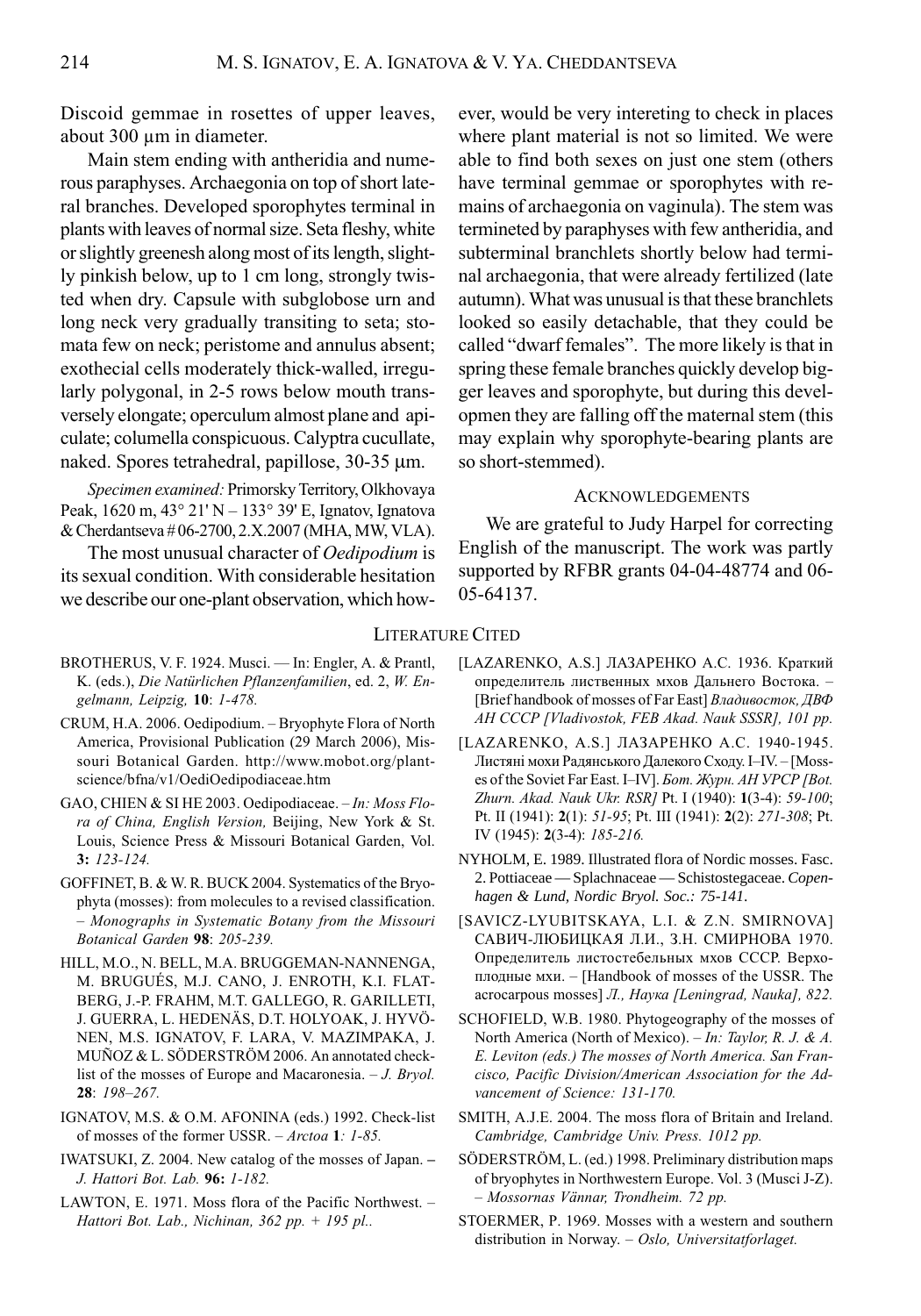Discoid gemmae in rosettes of upper leaves, about 300 µm in diameter.

Main stem ending with antheridia and numerous paraphyses. Archaegonia on top of short lateral branches. Developed sporophytes terminal in plants with leaves of normal size. Seta fleshy, white or slightly greenesh along most of its length, slightly pinkish below, up to 1 cm long, strongly twisted when dry. Capsule with subglobose urn and long neck very gradually transiting to seta; stomata few on neck; peristome and annulus absent; exothecial cells moderately thick-walled, irregularly polygonal, in 2-5 rows below mouth transversely elongate; operculum almost plane and apiculate; columella conspicuous. Calyptra cucullate, naked. Spores tetrahedral, papillose, 30-35 µm.

*Specimen examined:* Primorsky Territory, Olkhovaya Peak, 1620 m, 43° 21' N – 133° 39' E, Ignatov, Ignatova & Cherdantseva # 06-2700, 2.X.2007 (MHA, MW, VLA).

The most unusual character of *Oedipodium* is its sexual condition. With considerable hesitation we describe our one-plant observation, which however, would be very intereting to check in places where plant material is not so limited. We were able to find both sexes on just one stem (others have terminal gemmae or sporophytes with remains of archaegonia on vaginula). The stem was termineted by paraphyses with few antheridia, and subterminal branchlets shortly below had terminal archaegonia, that were already fertilized (late autumn). What was unusual is that these branchlets looked so easily detachable, that they could be called "dwarf females". The more likely is that in spring these female branches quickly develop bigger leaves and sporophyte, but during this developmen they are falling off the maternal stem (this may explain why sporophyte-bearing plants are so short-stemmed).

## Acknowledgements

We are grateful to Judy Harpel for correcting English of the manuscript. The work was partly supported by RFBR grants 04-04-48774 and 06-05-64137.

## Literature Cited

BROTHERUS, V. F. 1924. Musci. — In: Engler, A. & Prantl, K. (eds.), *Die Natürlichen Pflanzenfamilien*, ed. 2, *W. Engelmann, Leipzig,* **10**: *1-478.*

CRUM, H.A. 2006. Oedipodium. – Bryophyte Flora of North America, Provisional Publication (29 March 2006), Missouri Botanical Garden. http://www.mobot.org/plantscience/bfna/v1/OediOedipodiaceae.htm

GAO, CHIEN & SI HE 2003. Oedipodiaceae. – *In: Moss Flora of China, English Version,* Beijing, New York & St. Louis, Science Press & Missouri Botanical Garden, Vol. **3:** *123-124.*

GOFFINET, B. & W. R. BUCK 2004. Systematics of the Bryophyta (mosses): from molecules to a revised classification. – *Monographs in Systematic Botany from the Missouri Botanical Garden* **98**: *205-239.*

HILL, M.O., N. BELL, M.A. BRUGGEMAN-NANNENGA, M. BRUGUÉS, M.J. CANO, J. ENROTH, K.I. FLATBERG, J.-P. FRAHM, M.T. GALLEGO, R. GARILLETI, J. GUERRA, L. HEDENÄS, D.T. HOLYOAK, J. HYVÖNEN, M.S. IGNATOV, F. LARA, V. MAZIMPAKA, J. MUÑOZ & L. SÖDERSTRÖM 2006. An annotated checklist of the mosses of Europe and Macaronesia. – *J. Bryol.* **28**: *198–267.*

IGNATOV, M.S. & O.M. AFONINA (eds.) 1992. Check-list of mosses of the former USSR. – *Arctoa* **1***: 1-85.*

IWATSUKI, Z. 2004. New catalog of the mosses of Japan. – *J. Hattori Bot. Lab.* **96:** *1-182.*

LAWTON, E. 1971. Moss flora of the Pacific Northwest. – *Hattori Bot. Lab., Nichinan, 362 pp. + 195 pl..*

[LAZARENKO, A.S.] ЛАЗАРЕНКО А.С. 1936. Краткий определитель лиственных мхов Дальнего Востока. – [Brief handbook of mosses of Far East] *Владивосток, ДВФ АН СССР [Vladivostok, FEB Akad. Nauk SSSR], 101 pp.*

[LAZARENKO, A.S.] ЛАЗАРЕНКО А.С. 1940-1945. Листяні мохи Радянського Далекого Сходу. I–IV. – [Mosses of the Soviet Far East. I–IV]. *Бот. Журн. АН УРСР [Bot. Zhurn. Akad. Nauk Ukr. RSR]* Pt. I (1940): **1**(3-4): *59-100*; Pt. II (1941): **2**(1): *51-95*; Pt. III (1941): **2**(2): *271-308*; Pt. IV (1945): **2**(3-4): *185-216.*

NYHOLM, E. 1989. Illustrated flora of Nordic mosses. Fasc. 2. Pottiaceae — Splachnaceae — Schistostegaceae. *Copenhagen & Lund, Nordic Bryol. Soc.: 75-141.*

[SAVICZ-LYUBITSKAYA, L.I. & Z.N. SMIRNOVA] САВИЧ-ЛЮБИЦКАЯ Л.И., З.Н. СМИРНОВА 1970. Определитель листостебельных мхов СССР. Верхоплодные мхи. – [Handbook of mosses of the USSR. The acrocarpous mosses] *Л., Наука [Leningrad, Nauka], 822.*

SCHOFIELD, W.B. 1980. Phytogeography of the mosses of North America (North of Mexico). – *In: Taylor, R. J. & A. E. Leviton (eds.) The mosses of North America. San Francisco, Pacific Division/American Association for the Advancement of Science: 131-170.*

SMITH, A.J.E. 2004. The moss flora of Britain and Ireland. *Cambridge, Cambridge Univ. Press. 1012 pp.*

SÖDERSTRÖM, L. (ed.) 1998. Preliminary distribution maps of bryophytes in Northwestern Europe. Vol. 3 (Musci J-Z). – *Mossornas Vännar, Trondheim. 72 pp.*

STOERMER, P. 1969. Mosses with a western and southern distribution in Norway. – *Oslo, Universitatforlaget.*